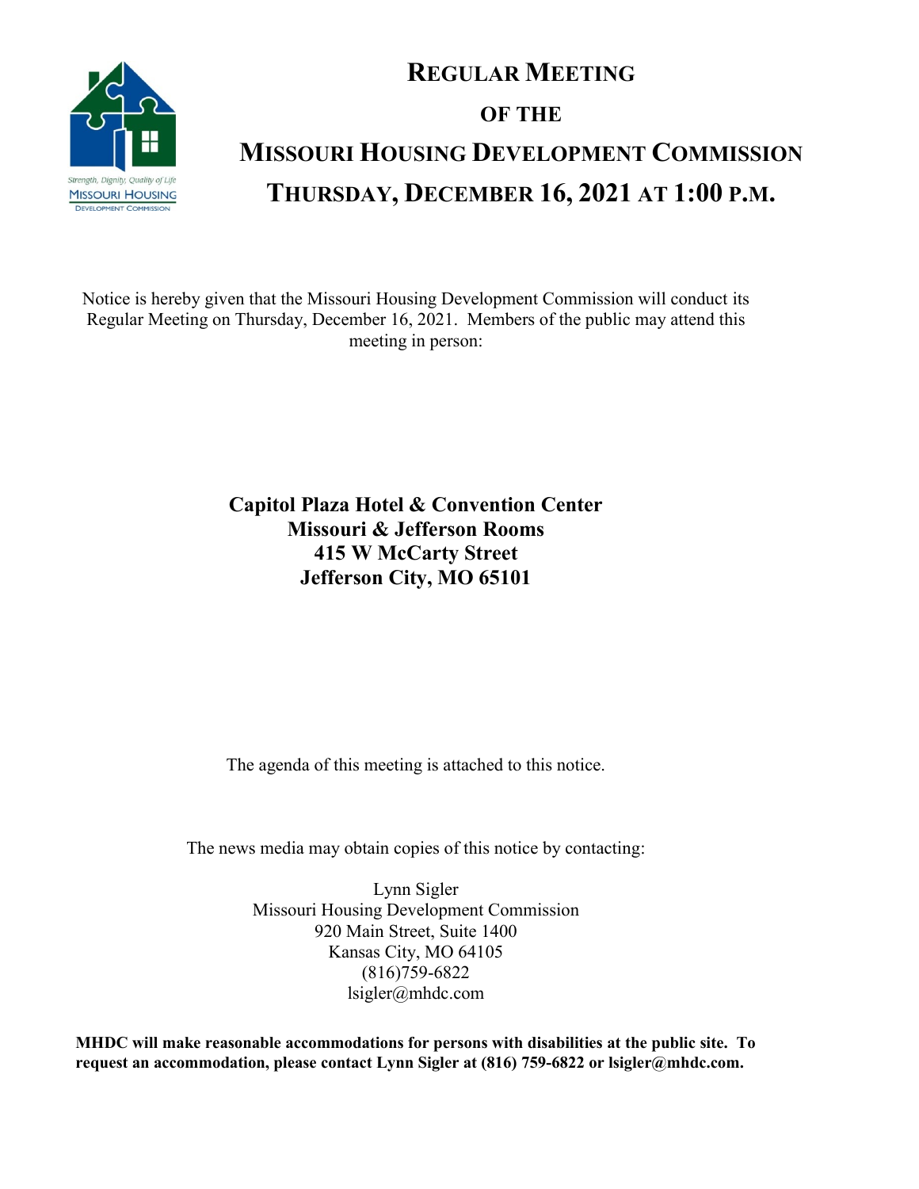# REGULAR MEETING

# OF THE

# MISSOURI HOUSING DEVELOPMENT COMMISSION

# THURSDAY, DECEMBER 16, 2021 AT 1:00 P.M.

Notice is hereby given that the Missouri Housing Development Commission will conduct its Regular Meeting on Thursday, December 16, 2021. Members of the public may attend this meeting in person:

**Capitol Plaza Hotel & Convention Center**
**Missouri & Jefferson Rooms**
**415 W McCarty Street**
**Jefferson City, MO 65101**

The agenda of this meeting is attached to this notice.

The news media may obtain copies of this notice by contacting:

Lynn Sigler
Missouri Housing Development Commission
920 Main Street, Suite 1400
Kansas City, MO 64105
(816)759-6822
lsigler@mhdc.com

**MHDC will make reasonable accommodations for persons with disabilities at the public site. To request an accommodation, please contact Lynn Sigler at (816) 759-6822 or lsigler@mhdc.com.**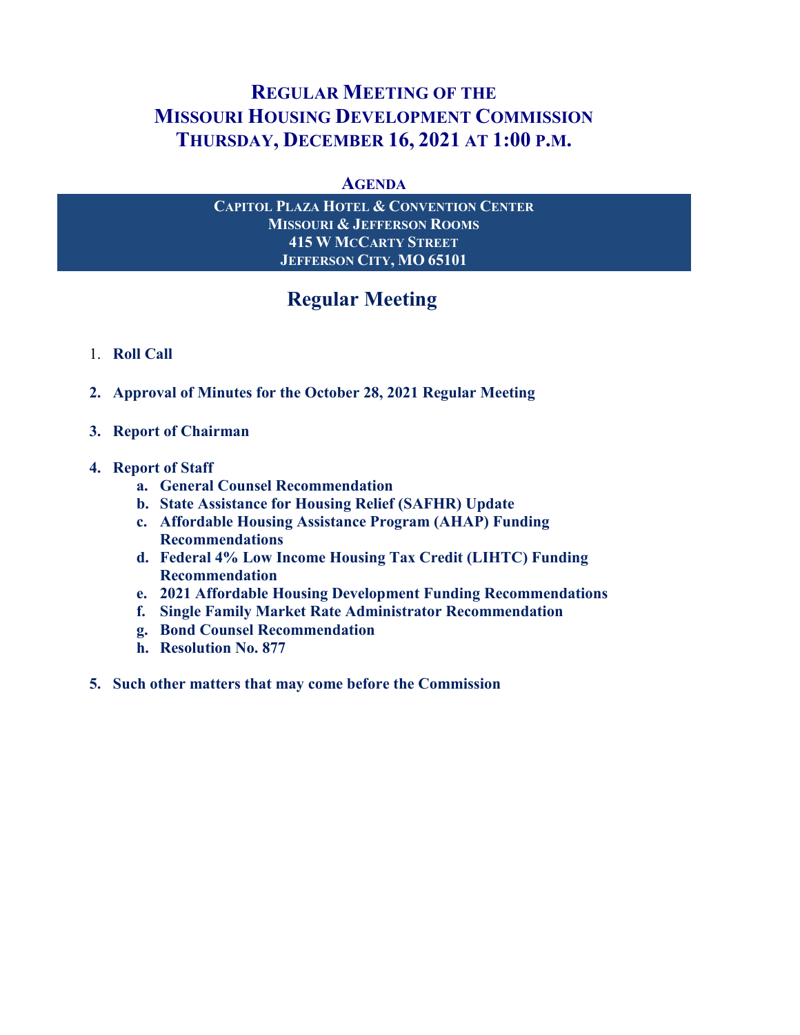# REGULAR MEETING OF THE MISSOURI HOUSING DEVELOPMENT COMMISSION THURSDAY, DECEMBER 16, 2021 AT 1:00 P.M.

**AGENDA**

**CAPITOL PLAZA HOTEL & CONVENTION CENTER**
**MISSOURI & JEFFERSON ROOMS**
**415 W MCCARTY STREET**
**JEFFERSON CITY, MO 65101**

## Regular Meeting

1. **Roll Call**
2. **Approval of Minutes for the October 28, 2021 Regular Meeting**
3. **Report of Chairman**
4. **Report of Staff**
   a. **General Counsel Recommendation**
   b. **State Assistance for Housing Relief (SAFHR) Update**
   c. **Affordable Housing Assistance Program (AHAP) Funding Recommendations**
   d. **Federal 4% Low Income Housing Tax Credit (LIHTC) Funding Recommendation**
   e. **2021 Affordable Housing Development Funding Recommendations**
   f. **Single Family Market Rate Administrator Recommendation**
   g. **Bond Counsel Recommendation**
   h. **Resolution No. 877**
5. **Such other matters that may come before the Commission**